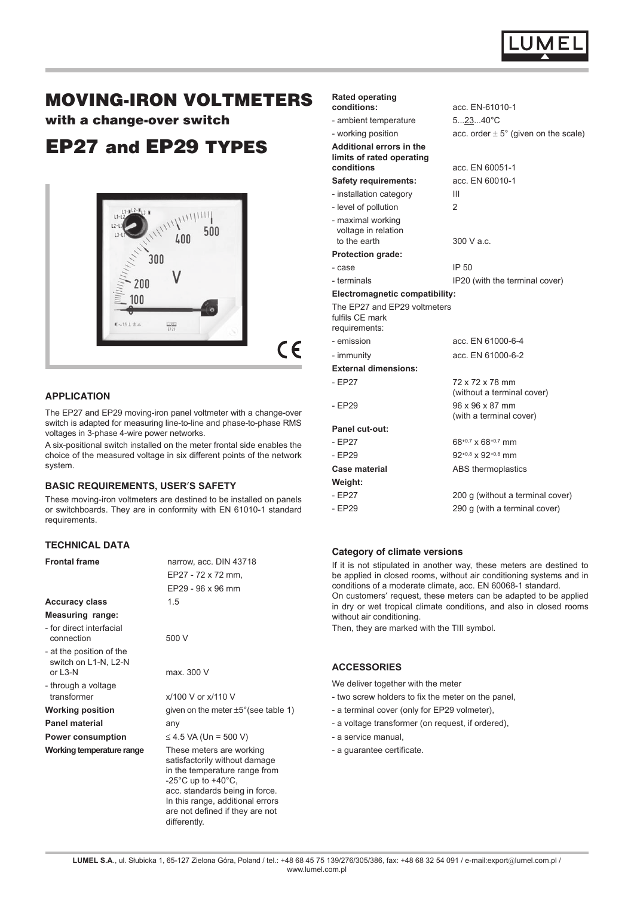# MOVING-IRON VOLTMETERS

## with a change-over switch

# EP27 and EP29 TYPES

### APPLICATION

The EP27 and EP29 moving-iron panel voltmeter with a change-over switch is adapted for measuring line-to-line and phase-to-phase RMS voltages in 3-phase 4-wire power networks.

A six-positional switch installed on the meter frontal side enables the choice of the measured voltage in six different points of the network system.

### BASIC REQUIREMENTS, USER´S SAFETY

These moving-iron voltmeters are destined to be installed on panels or switchboards. They are in conformity with EN 61010-1 standard requirements.

### TECHNICAL DATA

| | |
|---|---|
| **Frontal frame** | narrow, acc. DIN 43718<br>EP27 - 72 x 72 mm,<br>EP29 - 96 x 96 mm |
| **Accuracy class** | 1.5 |
| **Measuring range:** | |
| - for direct interfacial connection | 500 V |
| - at the position of the switch on L1-N, L2-N or L3-N | max. 300 V |
| - through a voltage transformer | x/100 V or x/110 V |
| **Working position** | given on the meter ±5°(see table 1) |
| **Panel material** | any |
| **Power consumption** | ≤ 4.5 VA (Un = 500 V) |
| **Working temperature range** | These meters are working satisfactorily without damage in the temperature range from -25°C up to +40°C, acc. standards being in force. In this range, additional errors are not defined if they are not differently. |
| **Rated operating conditions:** | acc. EN-61010-1 |
| - ambient temperature | 5...23...40°C |
| - working position | acc. order ± 5° (given on the scale) |
| **Additional errors in the limits of rated operating conditions** | acc. EN 60051-1 |
| **Safety requirements:** | acc. EN 60010-1 |
| - installation category | III |
| - level of pollution | 2 |
| - maximal working voltage in relation to the earth | 300 V a.c. |
| **Protection grade:** | |
| - case | IP 50 |
| - terminals | IP20 (with the terminal cover) |
| **Electromagnetic compatibility:** | |
| The EP27 and EP29 voltmeters fulfils CE mark requirements: | |
| - emission | acc. EN 61000-6-4 |
| - immunity | acc. EN 61000-6-2 |
| **External dimensions:** | |
| - EP27 | 72 x 72 x 78 mm (without a terminal cover) |
| - EP29 | 96 x 96 x 87 mm (with a terminal cover) |
| **Panel cut-out:** | |
| - EP27 | $68^{+0.7}$ x $68^{+0.7}$ mm |
| - EP29 | $92^{+0.8}$ x $92^{+0.8}$ mm |
| **Case material** | ABS thermoplastics |
| **Weight:** | |
| - EP27 | 200 g (without a terminal cover) |
| - EP29 | 290 g (with a terminal cover) |

### Category of climate versions

If it is not stipulated in another way, these meters are destined to be applied in closed rooms, without air conditioning systems and in conditions of a moderate climate, acc. EN 60068-1 standard.

On customers' request, these meters can be adapted to be applied in dry or wet tropical climate conditions, and also in closed rooms without air conditioning.

Then, they are marked with the TIII symbol.

### ACCESSORIES

We deliver together with the meter

- two screw holders to fix the meter on the panel,
- a terminal cover (only for EP29 volmeter),
- a voltage transformer (on request, if ordered),
- a service manual,
- a guarantee certificate.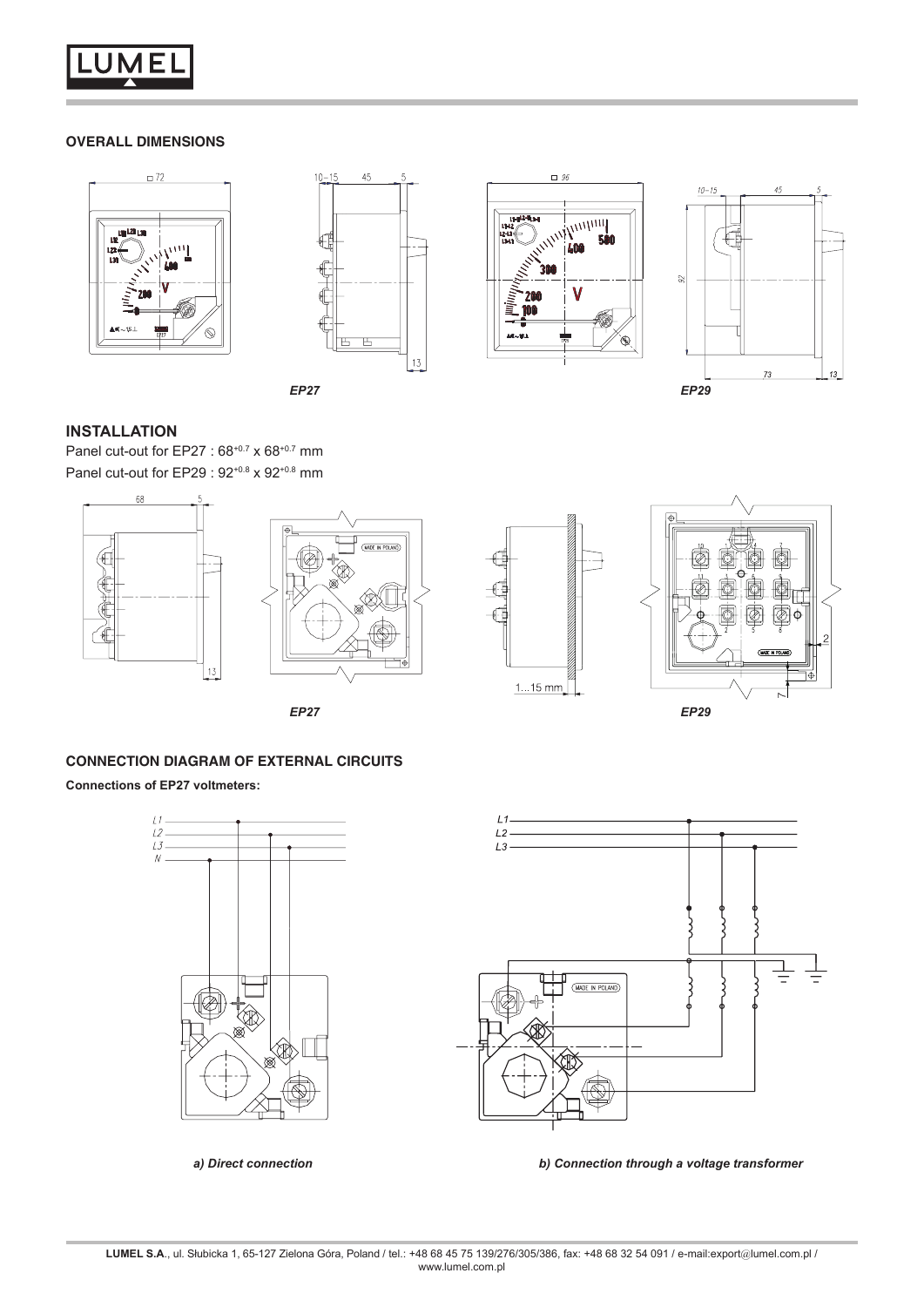## OVERALL DIMENSIONS

*EP27*

*EP29*

## INSTALLATION

Panel cut-out for EP27 : $68^{+0.7}$ x $68^{+0.7}$ mm

Panel cut-out for EP29 : $92^{+0.8}$ x $92^{+0.8}$ mm

*EP27*

*EP29*

## CONNECTION DIAGRAM OF EXTERNAL CIRCUITS

**Connections of EP27 voltmeters:**

*a) Direct connection*

*b) Connection through a voltage transformer*

**LUMEL S.A**., ul. Słubicka 1, 65-127 Zielona Góra, Poland / tel.: +48 68 45 75 139/276/305/386, fax: +48 68 32 54 091 / e-mail:export@lumel.com.pl / www.lumel.com.pl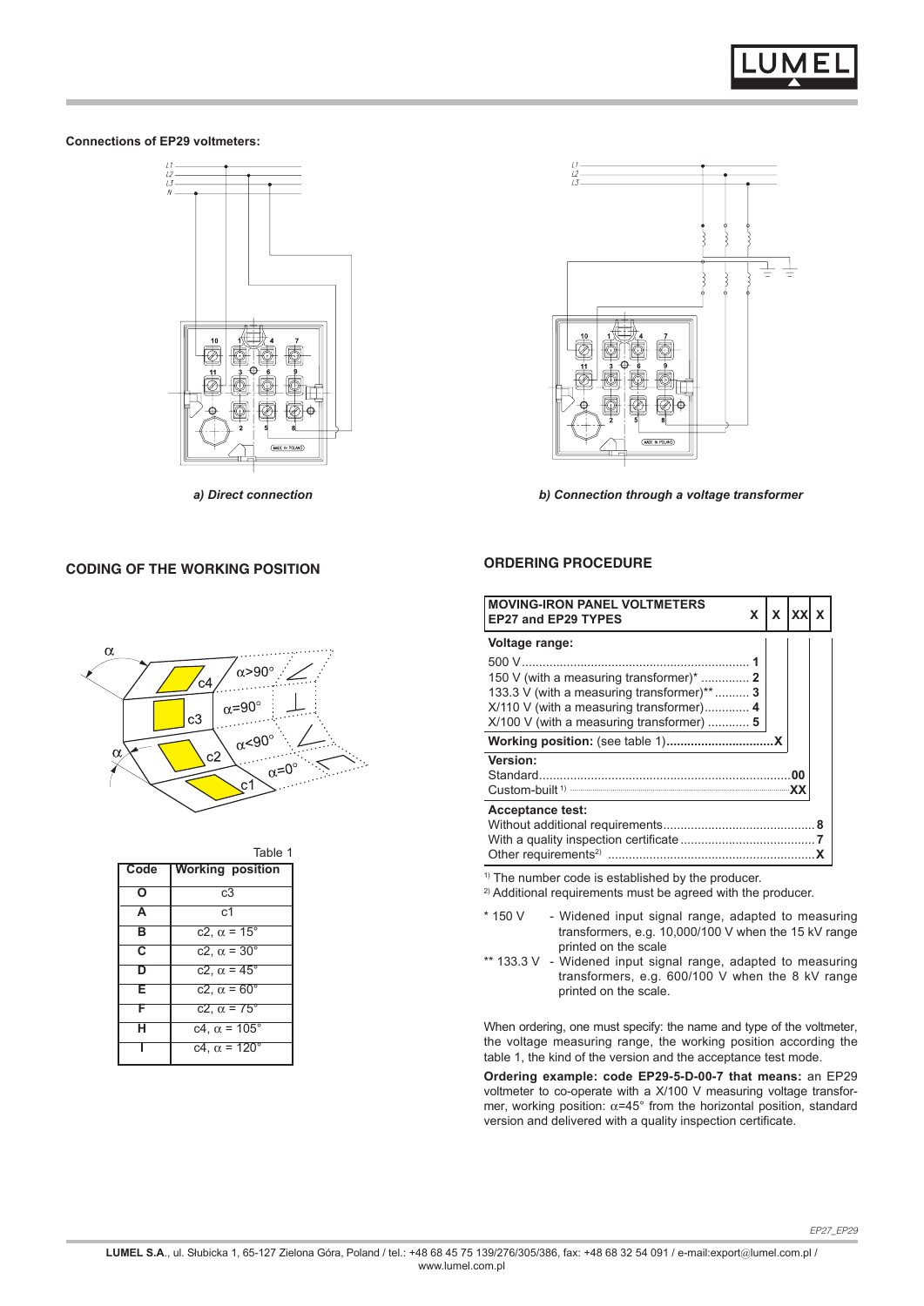**Connections of EP29 voltmeters:**

*a) Direct connection*

*b) Connection through a voltage transformer*

## CODING OF THE WORKING POSITION

Table 1

| Code | Working position |
|---|---|
| O | c3 |
| A | c1 |
| B | c2, α = 15° |
| C | c2, α = 30° |
| D | c2, α = 45° |
| E | c2, α = 60° |
| F | c2, α = 75° |
| H | c4, α = 105° |
| I | c4, α = 120° |

## ORDERING PROCEDURE

| MOVING-IRON PANEL VOLTMETERS EP27 and EP29 TYPES | X | X | XX | X |
|---|---|---|---|---|
| **Voltage range:** | | | | |
| 500 V | 1 | | | |
| 150 V (with a measuring transformer)* | 2 | | | |
| 133.3 V (with a measuring transformer)** | 3 | | | |
| X/110 V (with a measuring transformer) | 4 | | | |
| X/100 V (with a measuring transformer) | 5 | | | |
| **Working position:** (see table 1) | | X | | |
| **Version:** | | | | |
| Standard | | | 00 | |
| Custom-built [1] | | | XX | |
| **Acceptance test:** | | | | |
| Without additional requirements | | | | 8 |
| With a quality inspection certificate | | | | 7 |
| Other requirements[2] | | | | X |

[1] The number code is established by the producer.
[2] Additional requirements must be agreed with the producer.

\* 150 V - Widened input signal range, adapted to measuring transformers, e.g. 10,000/100 V when the 15 kV range printed on the scale

\** 133.3 V - Widened input signal range, adapted to measuring transformers, e.g. 600/100 V when the 8 kV range printed on the scale.

When ordering, one must specify: the name and type of the voltmeter, the voltage measuring range, the working position according the table 1, the kind of the version and the acceptance test mode.

**Ordering example: code EP29-5-D-00-7 that means:** an EP29 voltmeter to co-operate with a X/100 V measuring voltage transformer, working position: α=45° from the horizontal position, standard version and delivered with a quality inspection certificate.

**LUMEL S.A.**, ul. Słubicka 1, 65-127 Zielona Góra, Poland / tel.: +48 68 45 75 139/276/305/386, fax: +48 68 32 54 091 / e-mail:export@lumel.com.pl / www.lumel.com.pl